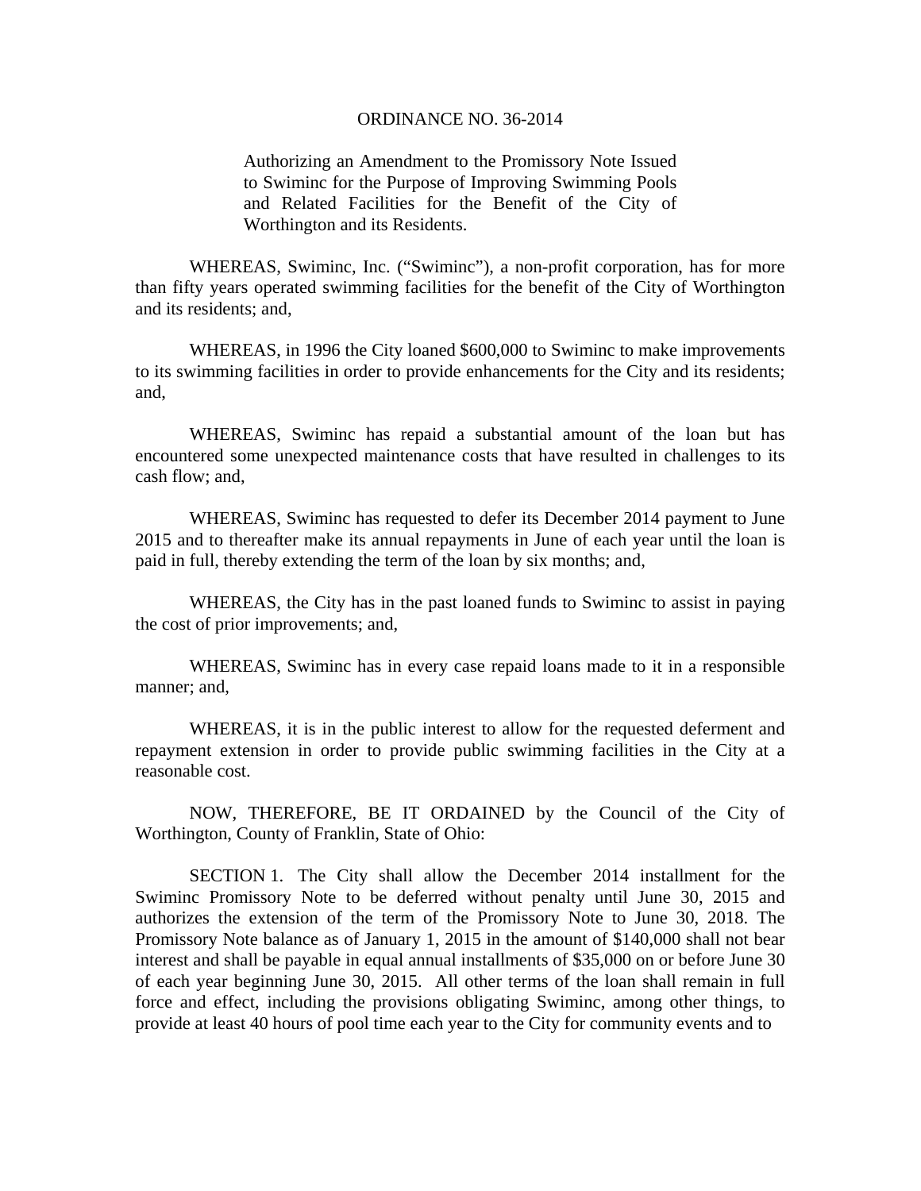# ORDINANCE NO. 36-2014

Authorizing an Amendment to the Promissory Note Issued to Swiminc for the Purpose of Improving Swimming Pools and Related Facilities for the Benefit of the City of Worthington and its Residents.

WHEREAS, Swiminc, Inc. ("Swiminc"), a non-profit corporation, has for more than fifty years operated swimming facilities for the benefit of the City of Worthington and its residents; and,

WHEREAS, in 1996 the City loaned $600,000 to Swiminc to make improvements to its swimming facilities in order to provide enhancements for the City and its residents; and,

WHEREAS, Swiminc has repaid a substantial amount of the loan but has encountered some unexpected maintenance costs that have resulted in challenges to its cash flow; and,

WHEREAS, Swiminc has requested to defer its December 2014 payment to June 2015 and to thereafter make its annual repayments in June of each year until the loan is paid in full, thereby extending the term of the loan by six months; and,

WHEREAS, the City has in the past loaned funds to Swiminc to assist in paying the cost of prior improvements; and,

WHEREAS, Swiminc has in every case repaid loans made to it in a responsible manner; and,

WHEREAS, it is in the public interest to allow for the requested deferment and repayment extension in order to provide public swimming facilities in the City at a reasonable cost.

NOW, THEREFORE, BE IT ORDAINED by the Council of the City of Worthington, County of Franklin, State of Ohio:

SECTION 1. The City shall allow the December 2014 installment for the Swiminc Promissory Note to be deferred without penalty until June 30, 2015 and authorizes the extension of the term of the Promissory Note to June 30, 2018. The Promissory Note balance as of January 1, 2015 in the amount of $140,000 shall not bear interest and shall be payable in equal annual installments of $35,000 on or before June 30 of each year beginning June 30, 2015. All other terms of the loan shall remain in full force and effect, including the provisions obligating Swiminc, among other things, to provide at least 40 hours of pool time each year to the City for community events and to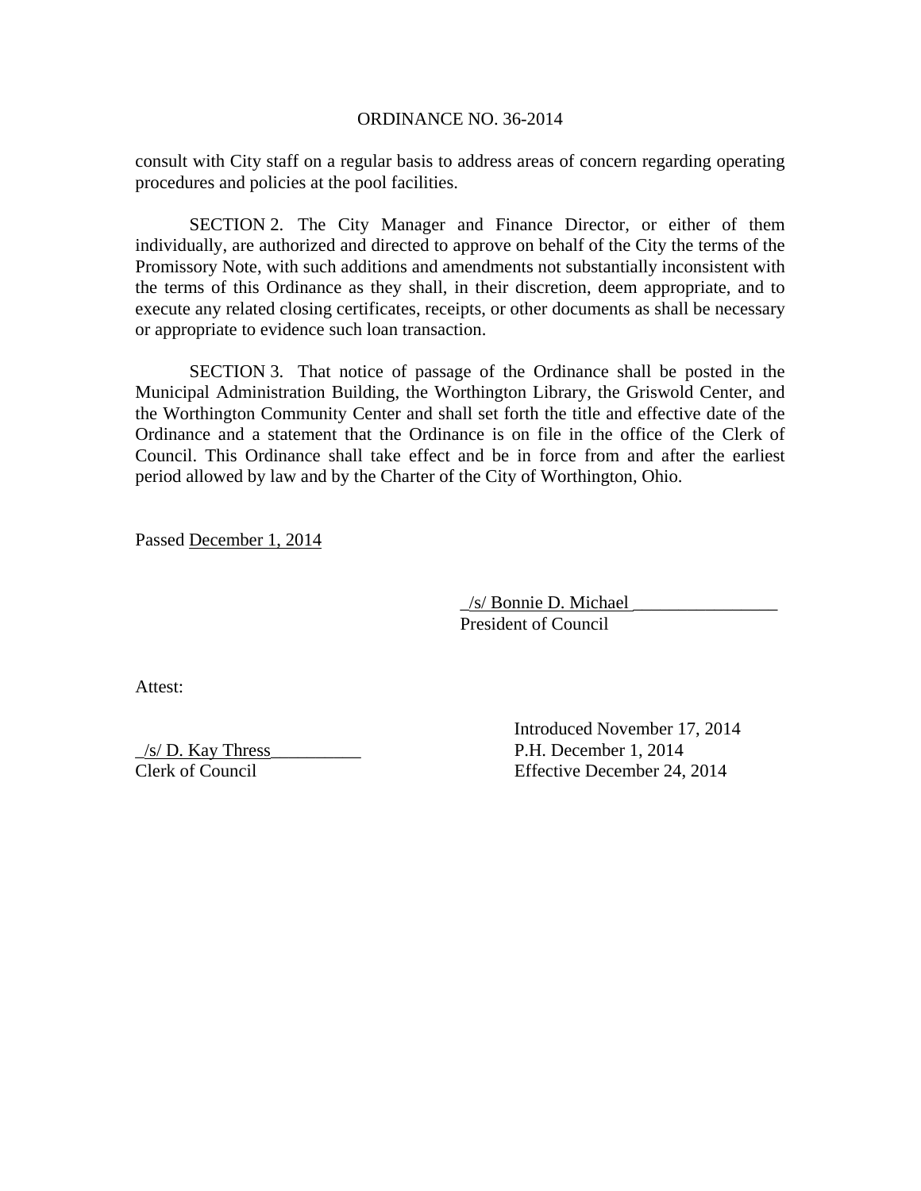ORDINANCE NO. 36-2014

consult with City staff on a regular basis to address areas of concern regarding operating procedures and policies at the pool facilities.

SECTION 2. The City Manager and Finance Director, or either of them individually, are authorized and directed to approve on behalf of the City the terms of the Promissory Note, with such additions and amendments not substantially inconsistent with the terms of this Ordinance as they shall, in their discretion, deem appropriate, and to execute any related closing certificates, receipts, or other documents as shall be necessary or appropriate to evidence such loan transaction.

SECTION 3. That notice of passage of the Ordinance shall be posted in the Municipal Administration Building, the Worthington Library, the Griswold Center, and the Worthington Community Center and shall set forth the title and effective date of the Ordinance and a statement that the Ordinance is on file in the office of the Clerk of Council. This Ordinance shall take effect and be in force from and after the earliest period allowed by law and by the Charter of the City of Worthington, Ohio.

Passed December 1, 2014

_/s/ Bonnie D. Michael________________
President of Council

Attest:

_/s/ D. Kay Thress__________
Clerk of Council

Introduced November 17, 2014
P.H. December 1, 2014
Effective December 24, 2014